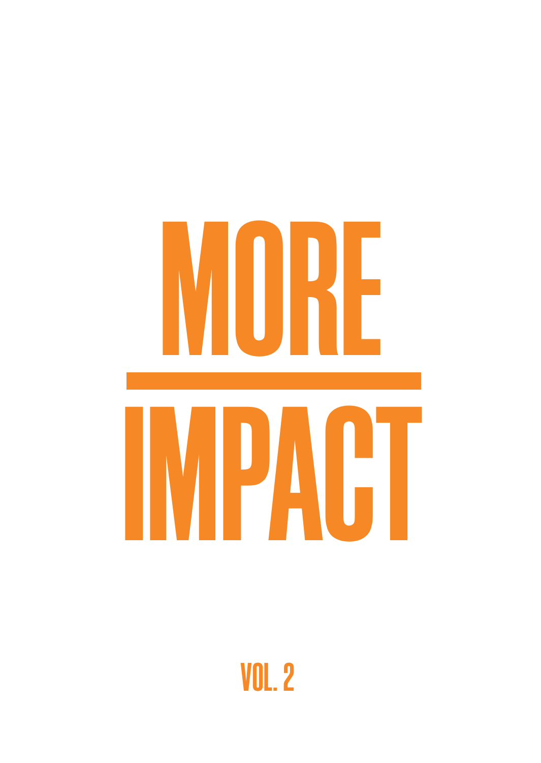# MORE

# IMPACT

VOL. 2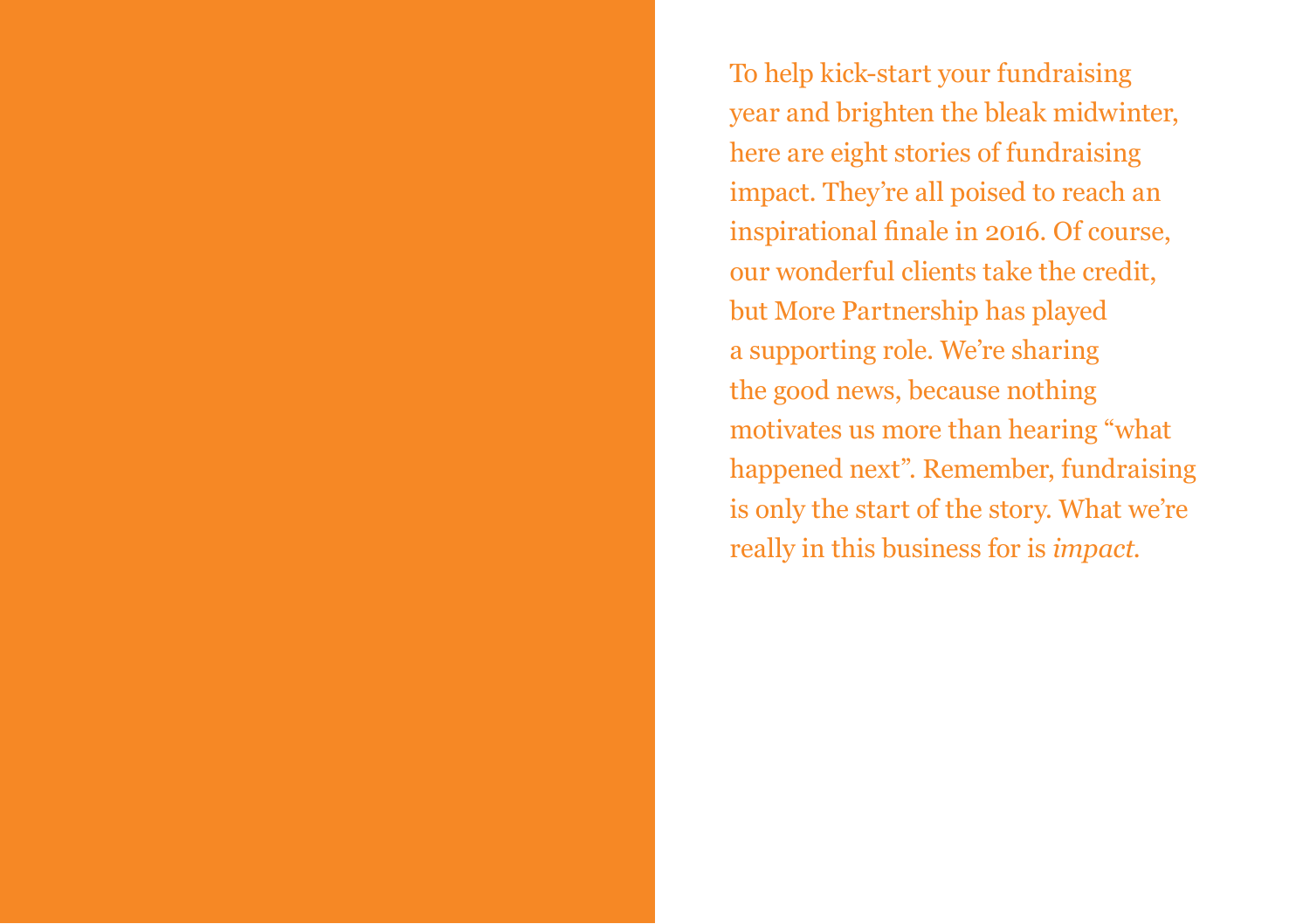To help kick-start your fundraising year and brighten the bleak midwinter, here are eight stories of fundraising impact. They're all poised to reach an inspirational finale in 2016. Of course, our wonderful clients take the credit, but More Partnership has played a supporting role. We're sharing the good news, because nothing motivates us more than hearing "what happened next". Remember, fundraising is only the start of the story. What we're really in this business for is *impact.*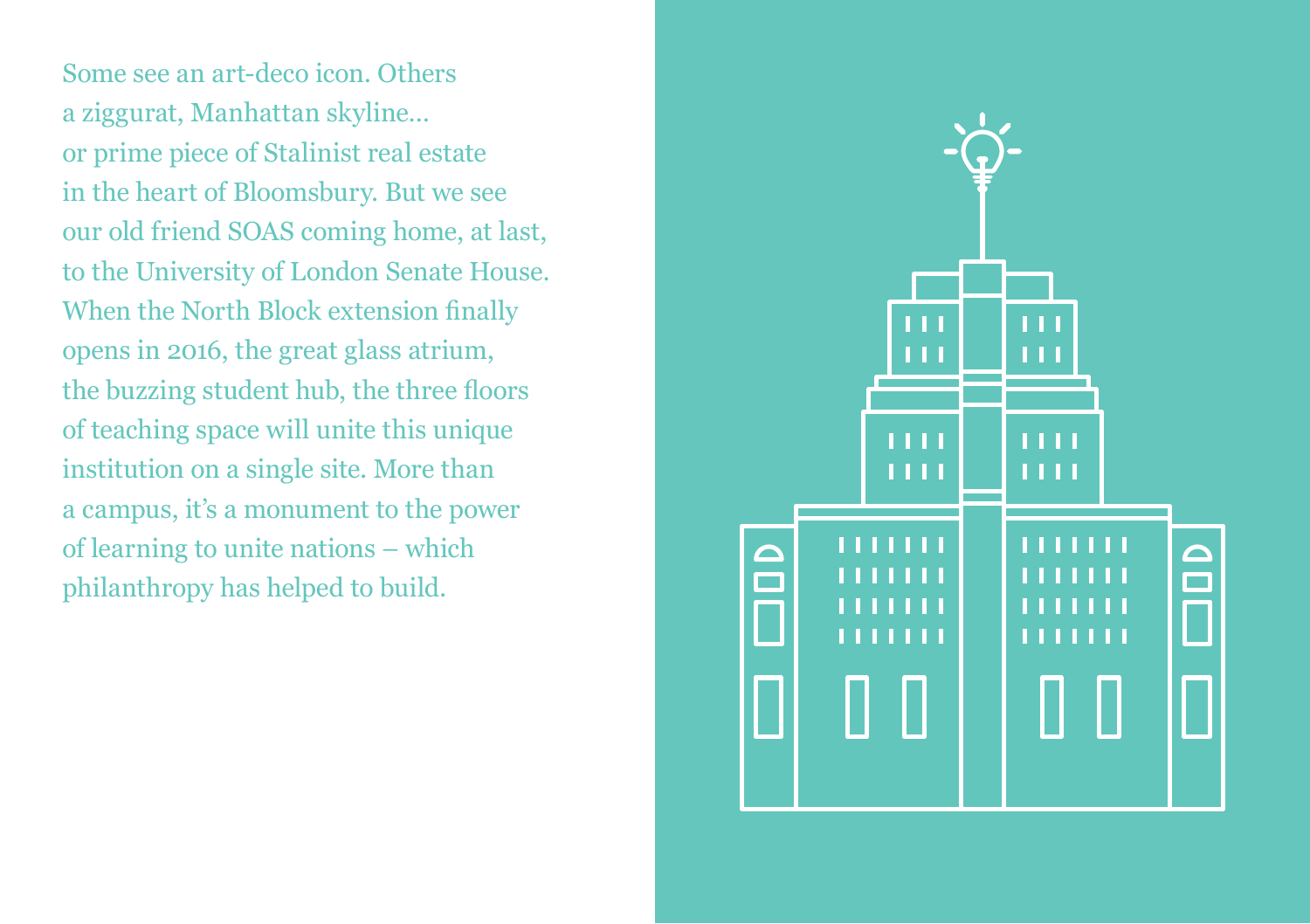Some see an art-deco icon. Others a ziggurat, Manhattan skyline… or prime piece of Stalinist real estate in the heart of Bloomsbury. But we see our old friend SOAS coming home, at last, to the University of London Senate House. When the North Block extension finally opens in 2016, the great glass atrium, the buzzing student hub, the three floors of teaching space will unite this unique institution on a single site. More than a campus, it's a monument to the power of learning to unite nations – which philanthropy has helped to build.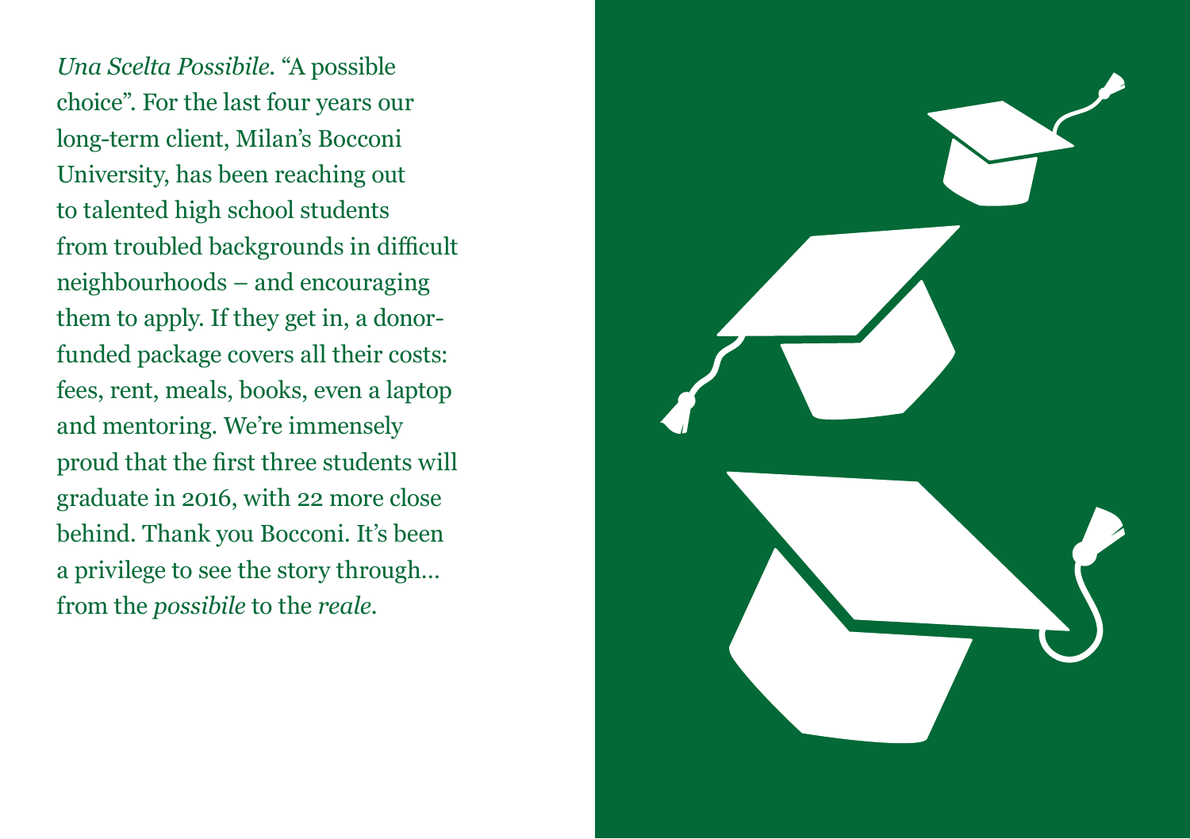*Una Scelta Possibile.* "A possible choice". For the last four years our long-term client, Milan's Bocconi University, has been reaching out to talented high school students from troubled backgrounds in difficult neighbourhoods – and encouraging them to apply. If they get in, a donor-funded package covers all their costs: fees, rent, meals, books, even a laptop and mentoring. We're immensely proud that the first three students will graduate in 2016, with 22 more close behind. Thank you Bocconi. It's been a privilege to see the story through… from the *possibile* to the *reale*.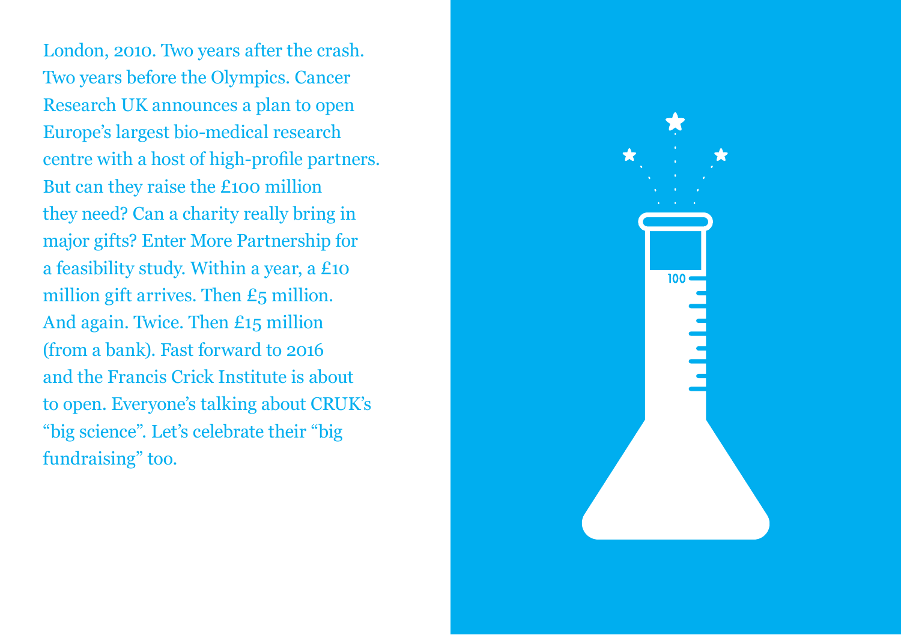London, 2010. Two years after the crash. Two years before the Olympics. Cancer Research UK announces a plan to open Europe's largest bio-medical research centre with a host of high-profile partners. But can they raise the £100 million they need? Can a charity really bring in major gifts? Enter More Partnership for a feasibility study. Within a year, a £10 million gift arrives. Then £5 million. And again. Twice. Then £15 million (from a bank). Fast forward to 2016 and the Francis Crick Institute is about to open. Everyone's talking about CRUK's "big science". Let's celebrate their "big fundraising" too.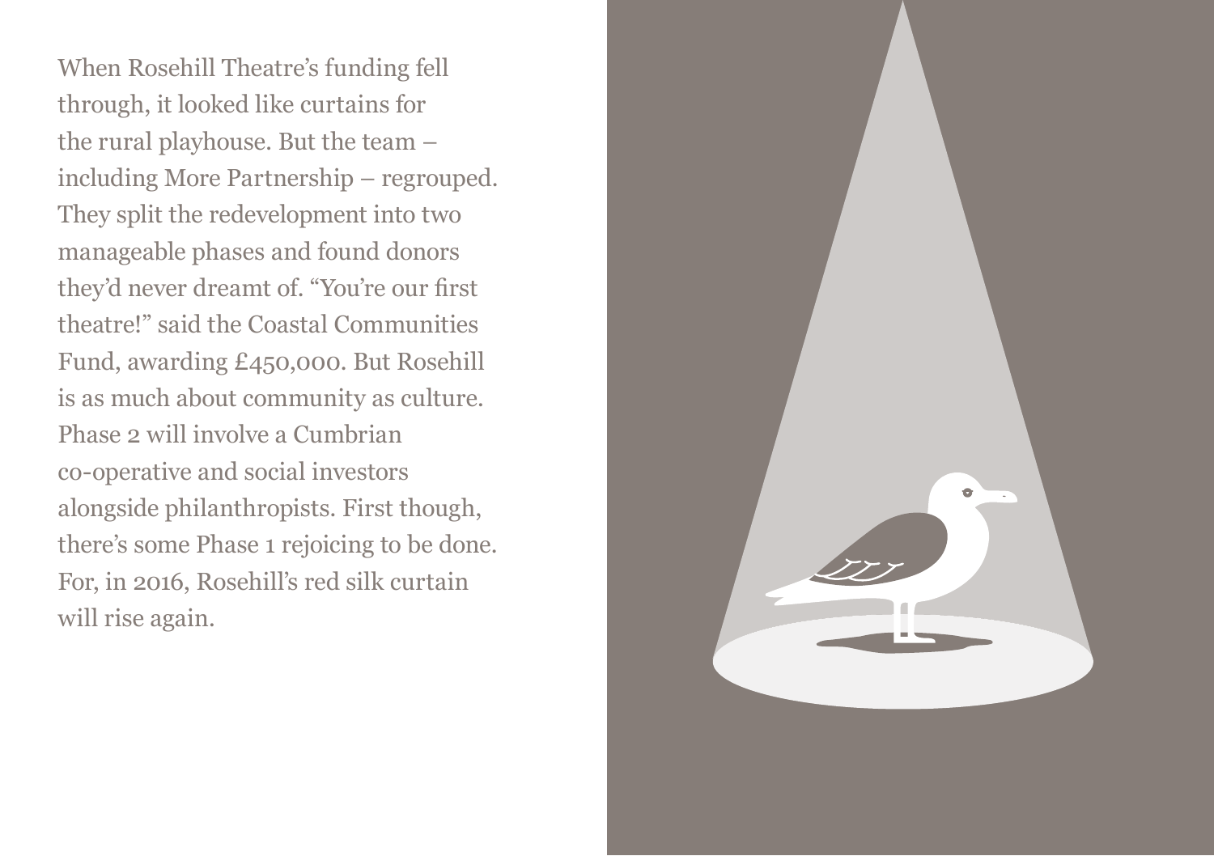When Rosehill Theatre's funding fell through, it looked like curtains for the rural playhouse. But the team – including More Partnership – regrouped. They split the redevelopment into two manageable phases and found donors they'd never dreamt of. "You're our first theatre!" said the Coastal Communities Fund, awarding £450,000. But Rosehill is as much about community as culture. Phase 2 will involve a Cumbrian co-operative and social investors alongside philanthropists. First though, there's some Phase 1 rejoicing to be done. For, in 2016, Rosehill's red silk curtain will rise again.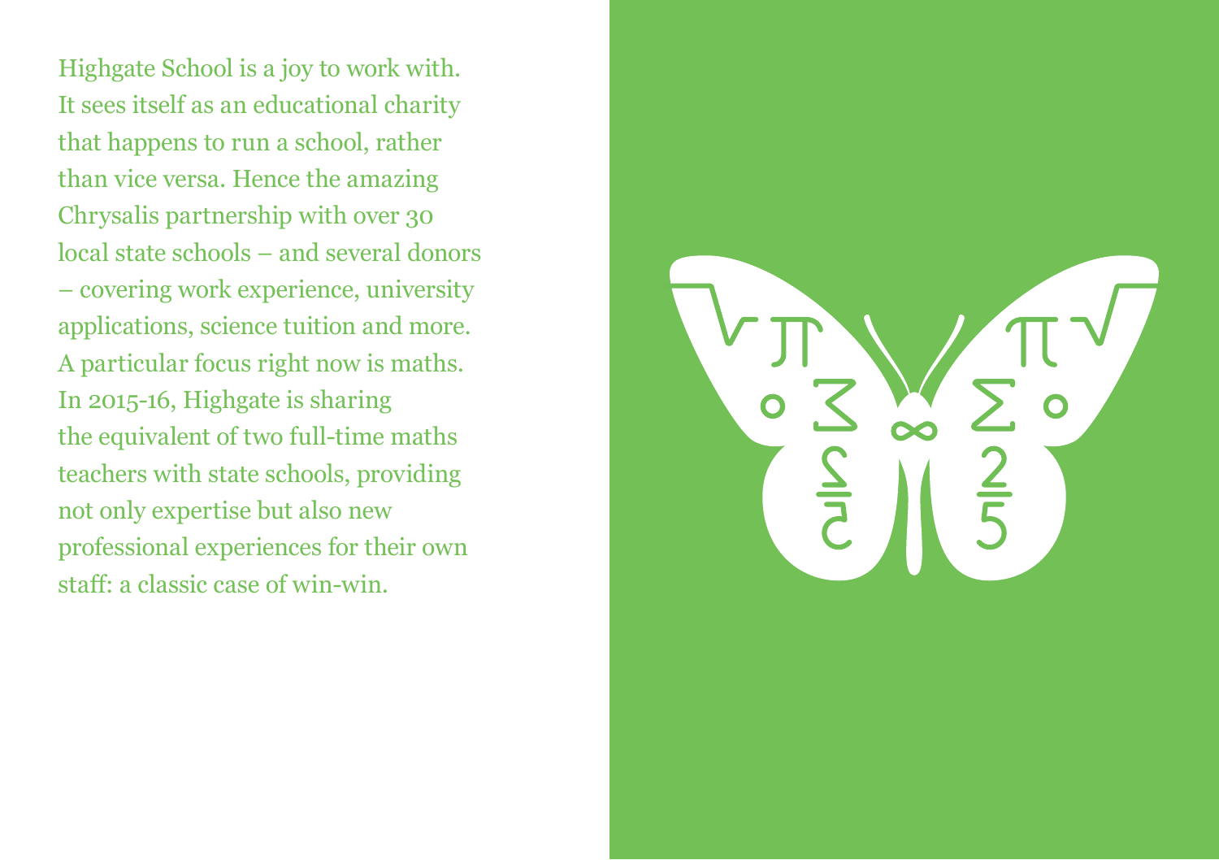Highgate School is a joy to work with. It sees itself as an educational charity that happens to run a school, rather than vice versa. Hence the amazing Chrysalis partnership with over 30 local state schools – and several donors – covering work experience, university applications, science tuition and more. A particular focus right now is maths. In 2015-16, Highgate is sharing the equivalent of two full-time maths teachers with state schools, providing not only expertise but also new professional experiences for their own staff: a classic case of win-win.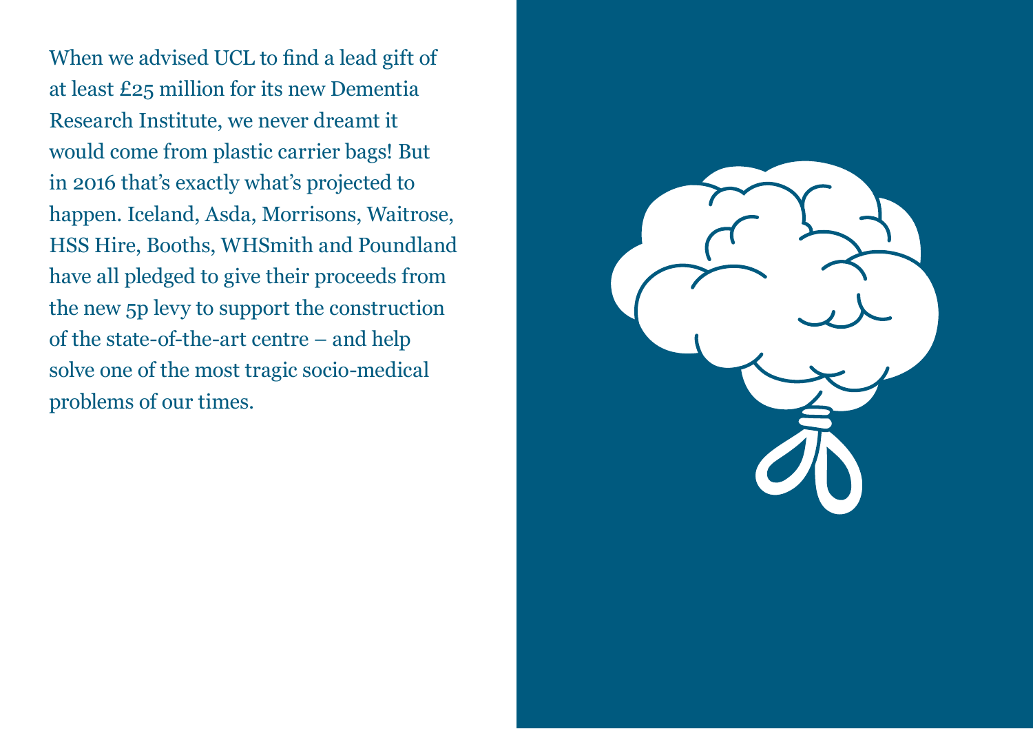When we advised UCL to find a lead gift of at least £25 million for its new Dementia Research Institute, we never dreamt it would come from plastic carrier bags! But in 2016 that's exactly what's projected to happen. Iceland, Asda, Morrisons, Waitrose, HSS Hire, Booths, WHSmith and Poundland have all pledged to give their proceeds from the new 5p levy to support the construction of the state-of-the-art centre – and help solve one of the most tragic socio-medical problems of our times.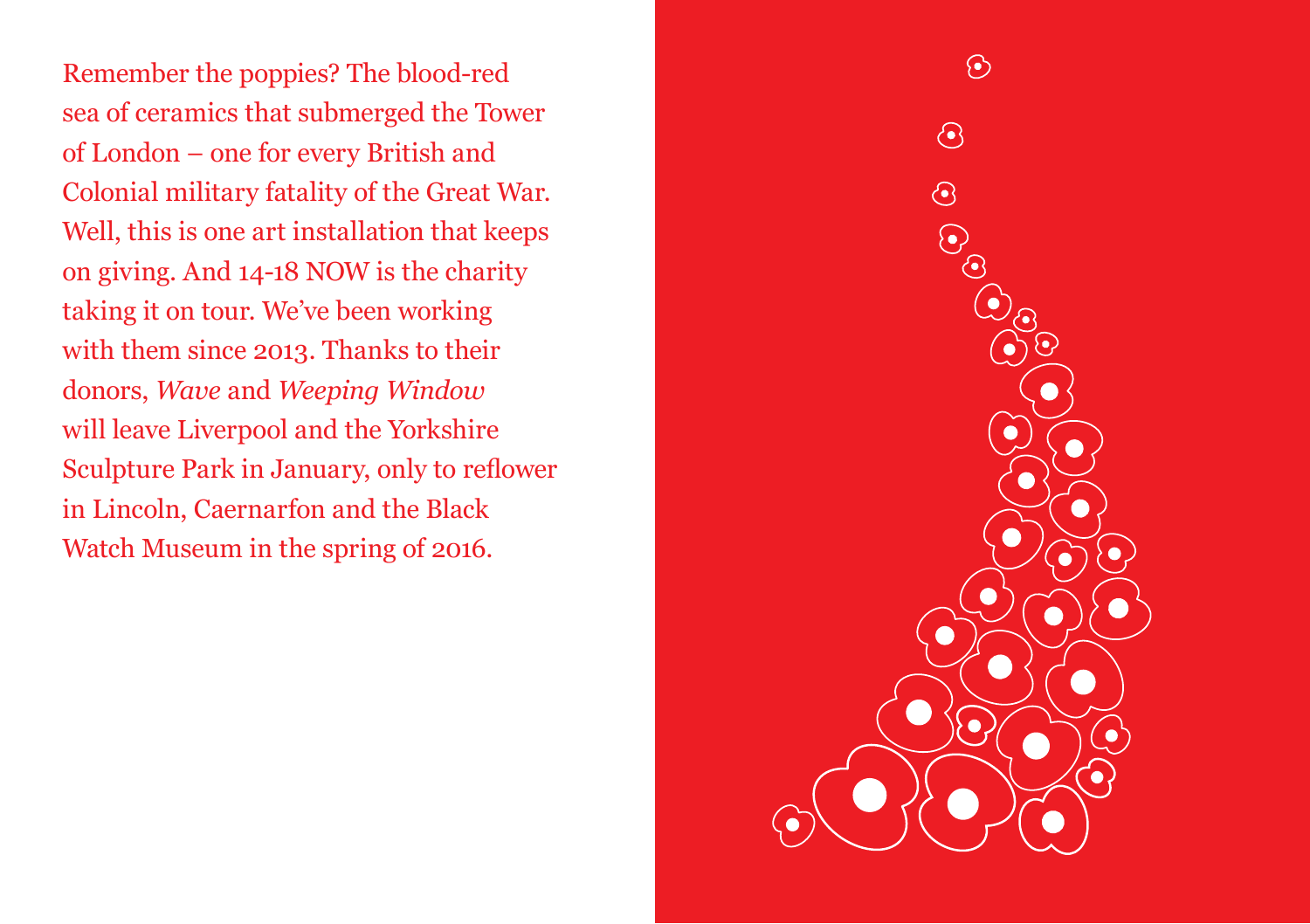Remember the poppies? The blood-red sea of ceramics that submerged the Tower of London – one for every British and Colonial military fatality of the Great War. Well, this is one art installation that keeps on giving. And 14-18 NOW is the charity taking it on tour. We've been working with them since 2013. Thanks to their donors, *Wave* and *Weeping Window* will leave Liverpool and the Yorkshire Sculpture Park in January, only to reflower in Lincoln, Caernarfon and the Black Watch Museum in the spring of 2016.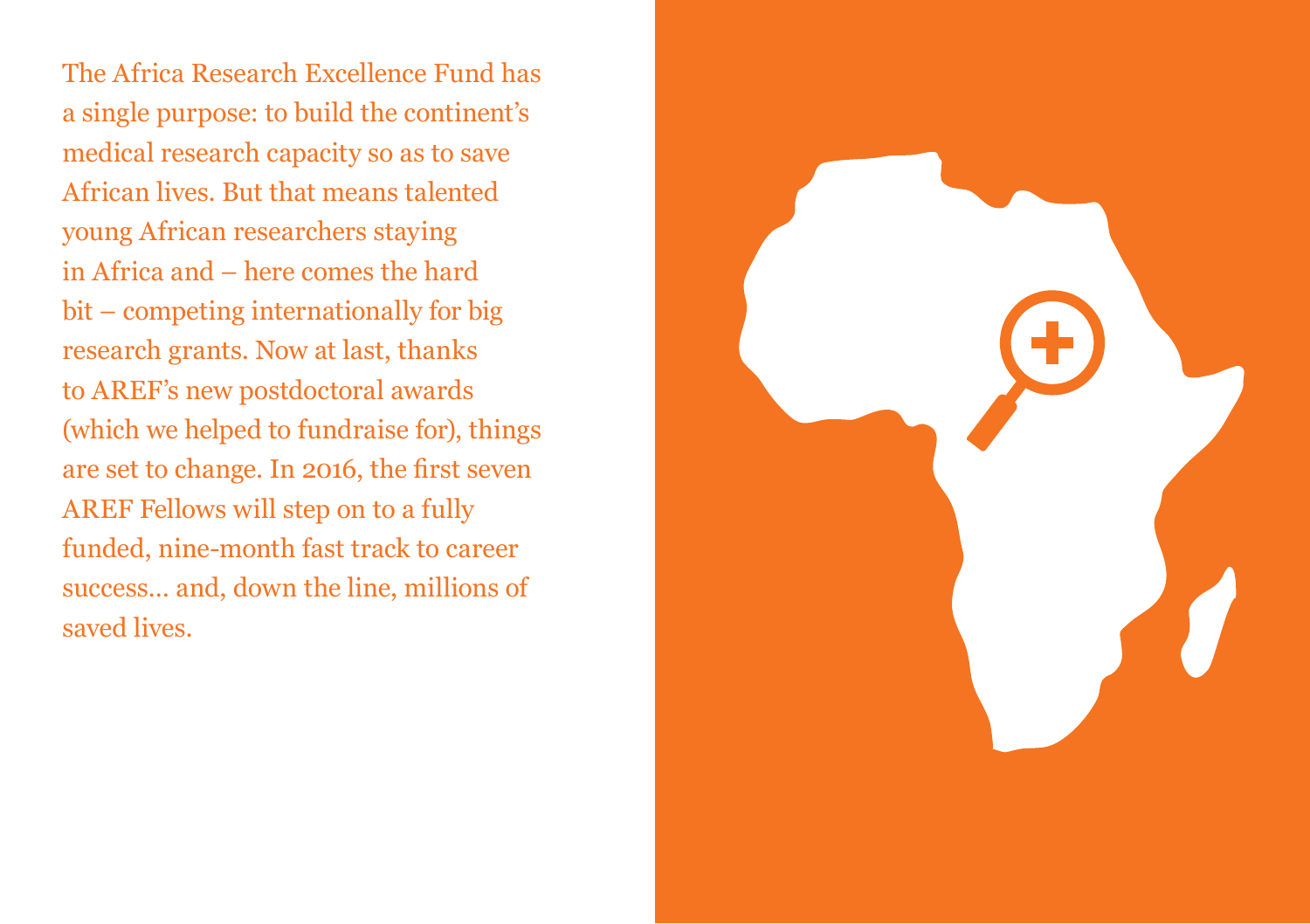The Africa Research Excellence Fund has a single purpose: to build the continent's medical research capacity so as to save African lives. But that means talented young African researchers staying in Africa and – here comes the hard bit – competing internationally for big research grants. Now at last, thanks to AREF's new postdoctoral awards (which we helped to fundraise for), things are set to change. In 2016, the first seven AREF Fellows will step on to a fully funded, nine-month fast track to career success… and, down the line, millions of saved lives.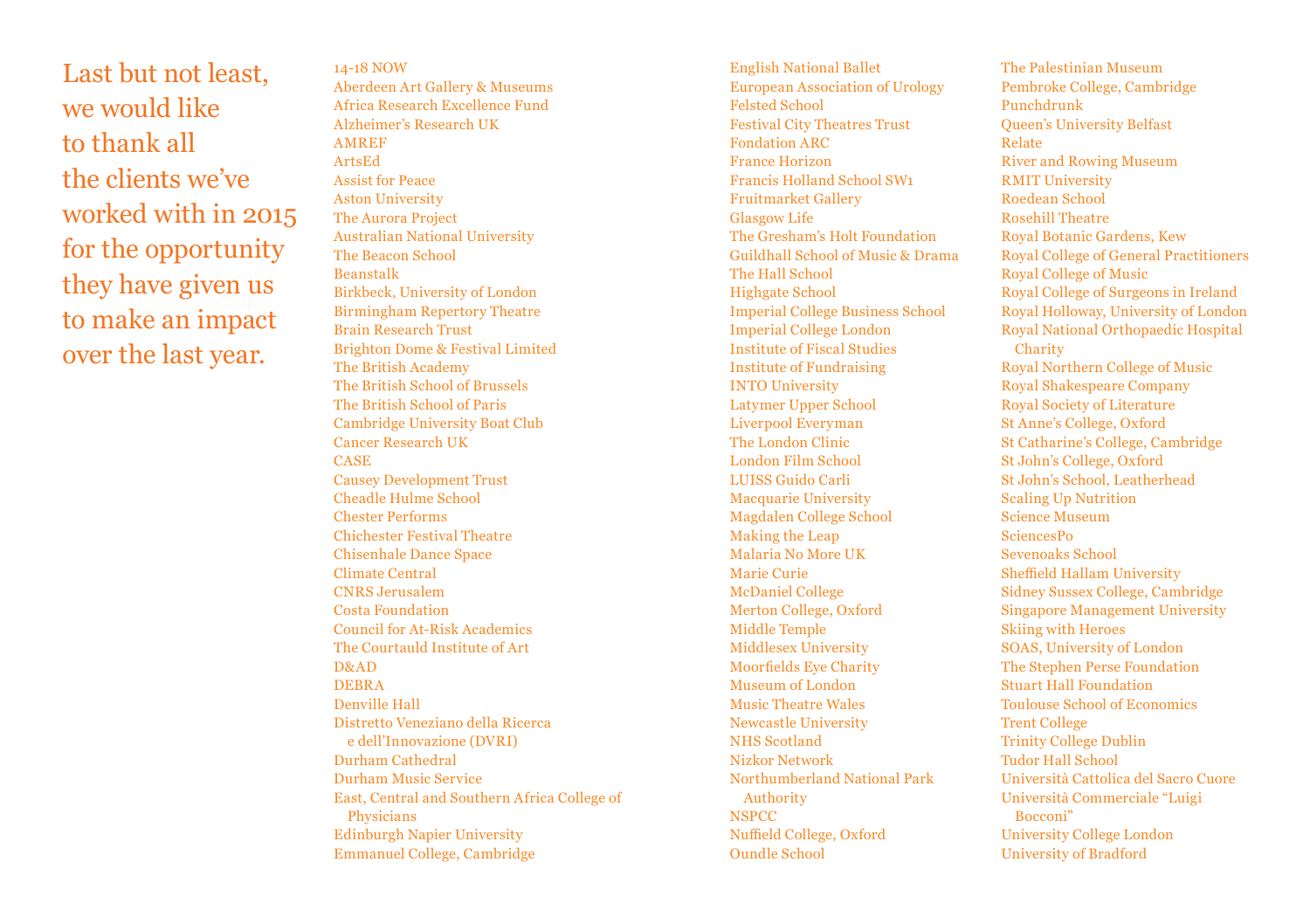Last but not least, we would like to thank all the clients we've worked with in 2015 for the opportunity they have given us to make an impact over the last year.

14-18 NOW
Aberdeen Art Gallery & Museums
Africa Research Excellence Fund
Alzheimer's Research UK
AMREF
ArtsEd
Assist for Peace
Aston University
The Aurora Project
Australian National University
The Beacon School
Beanstalk
Birkbeck, University of London
Birmingham Repertory Theatre
Brain Research Trust
Brighton Dome & Festival Limited
The British Academy
The British School of Brussels
The British School of Paris
Cambridge University Boat Club
Cancer Research UK
CASE
Causey Development Trust
Cheadle Hulme School
Chester Performs
Chichester Festival Theatre
Chisenhale Dance Space
Climate Central
CNRS Jerusalem
Costa Foundation
Council for At-Risk Academics
The Courtauld Institute of Art
D&AD
DEBRA
Denville Hall
Distretto Veneziano della Ricerca e dell'Innovazione (DVRI)
Durham Cathedral
Durham Music Service
East, Central and Southern Africa College of Physicians
Edinburgh Napier University
Emmanuel College, Cambridge
English National Ballet
European Association of Urology
Felsted School
Festival City Theatres Trust
Fondation ARC
France Horizon
Francis Holland School SW1
Fruitmarket Gallery
Glasgow Life
The Gresham's Holt Foundation
Guildhall School of Music & Drama
The Hall School
Highgate School
Imperial College Business School
Imperial College London
Institute of Fiscal Studies
Institute of Fundraising
INTO University
Latymer Upper School
Liverpool Everyman
The London Clinic
London Film School
LUISS Guido Carli
Macquarie University
Magdalen College School
Making the Leap
Malaria No More UK
Marie Curie
McDaniel College
Merton College, Oxford
Middle Temple
Middlesex University
Moorfields Eye Charity
Museum of London
Music Theatre Wales
Newcastle University
NHS Scotland
Nizkor Network
Northumberland National Park Authority
NSPCC
Nuffield College, Oxford
Oundle School
The Palestinian Museum
Pembroke College, Cambridge
Punchdrunk
Queen's University Belfast
Relate
River and Rowing Museum
RMIT University
Roedean School
Rosehill Theatre
Royal Botanic Gardens, Kew
Royal College of General Practitioners
Royal College of Music
Royal College of Surgeons in Ireland
Royal Holloway, University of London
Royal National Orthopaedic Hospital Charity
Royal Northern College of Music
Royal Shakespeare Company
Royal Society of Literature
St Anne's College, Oxford
St Catharine's College, Cambridge
St John's College, Oxford
St John's School, Leatherhead
Scaling Up Nutrition
Science Museum
SciencesPo
Sevenoaks School
Sheffield Hallam University
Sidney Sussex College, Cambridge
Singapore Management University
Skiing with Heroes
SOAS, University of London
The Stephen Perse Foundation
Stuart Hall Foundation
Toulouse School of Economics
Trent College
Trinity College Dublin
Tudor Hall School
Università Cattolica del Sacro Cuore
Università Commerciale "Luigi Bocconi"
University College London
University of Bradford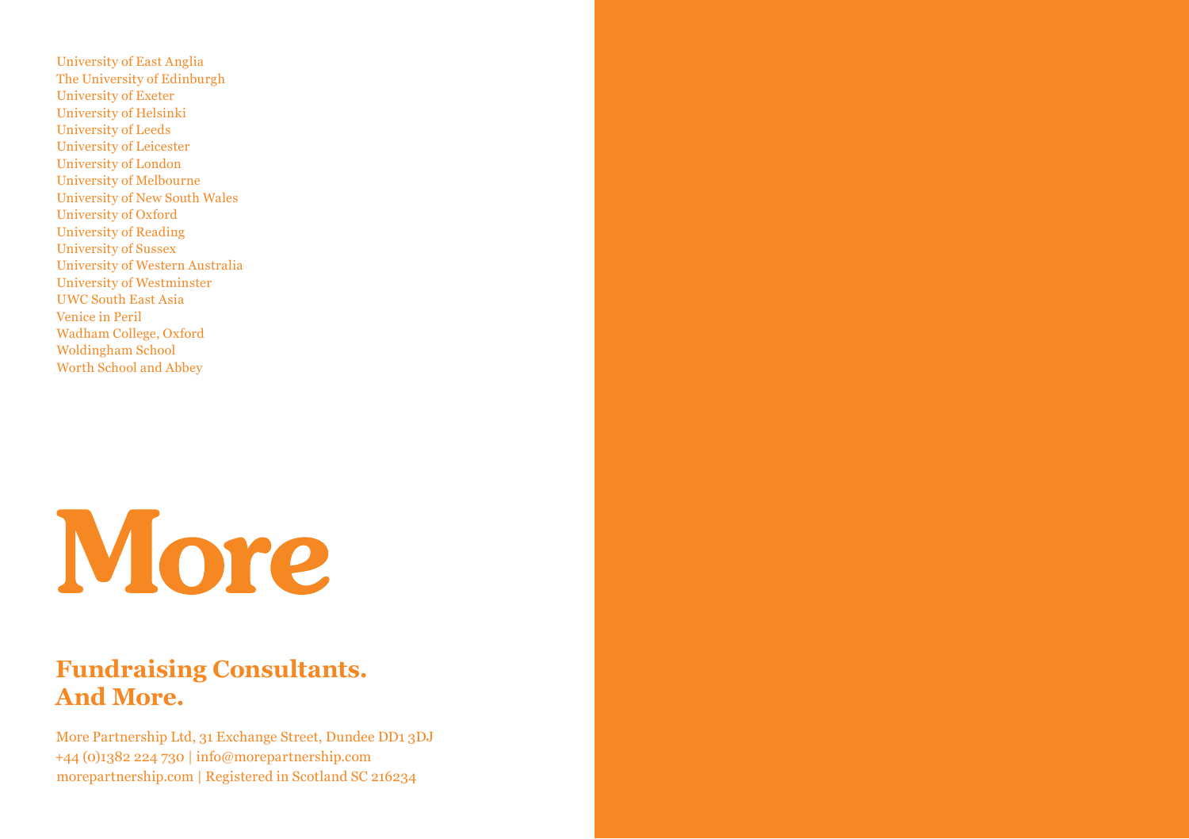University of East Anglia
The University of Edinburgh
University of Exeter
University of Helsinki
University of Leeds
University of Leicester
University of London
University of Melbourne
University of New South Wales
University of Oxford
University of Reading
University of Sussex
University of Western Australia
University of Westminster
UWC South East Asia
Venice in Peril
Wadham College, Oxford
Woldingham School
Worth School and Abbey

# More

## Fundraising Consultants. And More.

More Partnership Ltd, 31 Exchange Street, Dundee DD1 3DJ
+44 (0)1382 224 730 | info@morepartnership.com
morepartnership.com | Registered in Scotland SC 216234